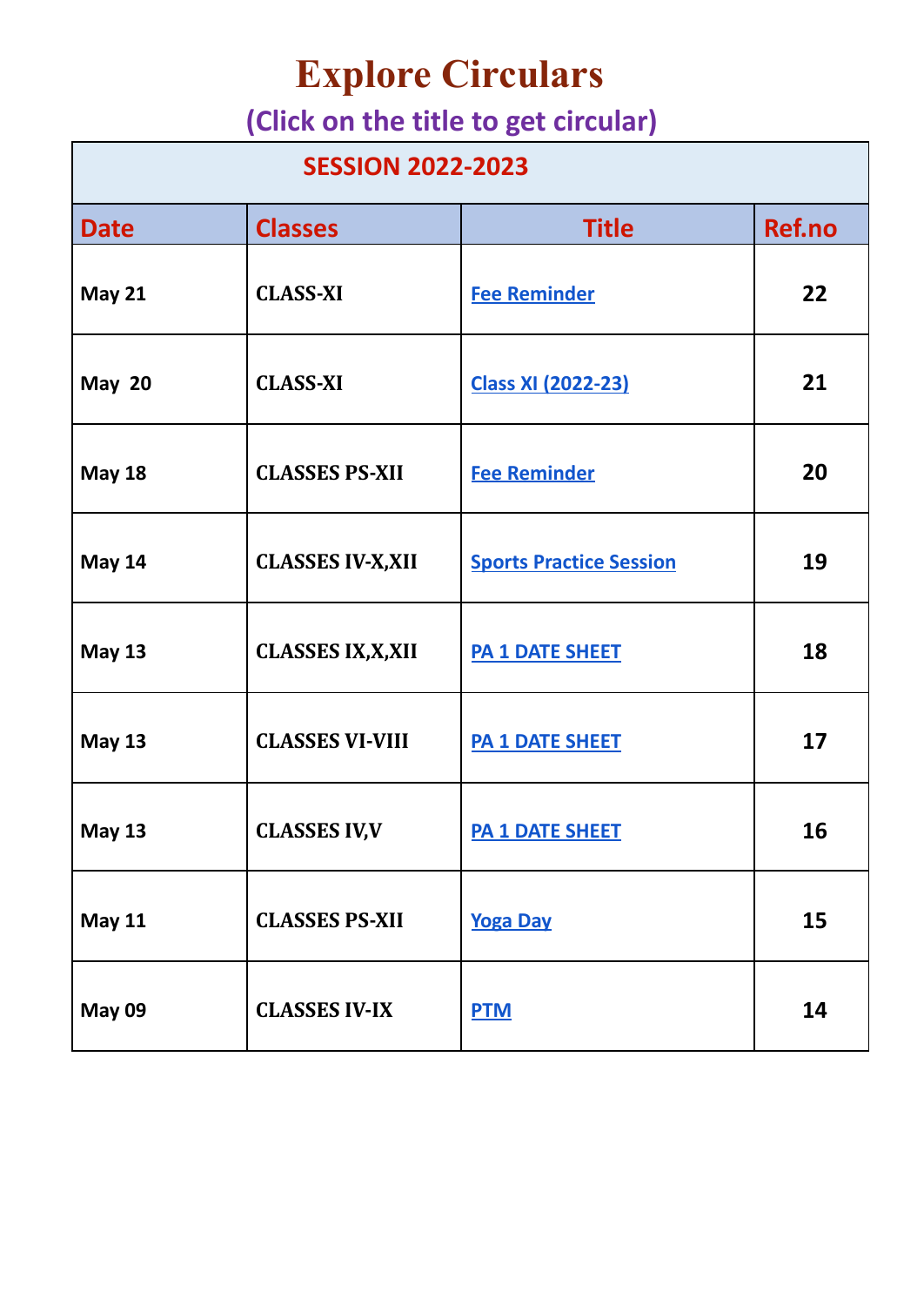# Explore Circulars

## (Click on the title to get circular)

| SESSION 2022-2023 | | | |
|---|---|---|---|
| **Date** | **Classes** | **Title** | **Ref.no** |
| **May 21** | **CLASS-XI** | Fee Reminder | **22** |
| **May 20** | **CLASS-XI** | Class XI (2022-23) | **21** |
| **May 18** | **CLASSES PS-XII** | Fee Reminder | **20** |
| **May 14** | **CLASSES IV-X,XII** | Sports Practice Session | **19** |
| **May 13** | **CLASSES IX,X,XII** | PA 1 DATE SHEET | **18** |
| **May 13** | **CLASSES VI-VIII** | PA 1 DATE SHEET | **17** |
| **May 13** | **CLASSES IV,V** | PA 1 DATE SHEET | **16** |
| **May 11** | **CLASSES PS-XII** | Yoga Day | **15** |
| **May 09** | **CLASSES IV-IX** | PTM | **14** |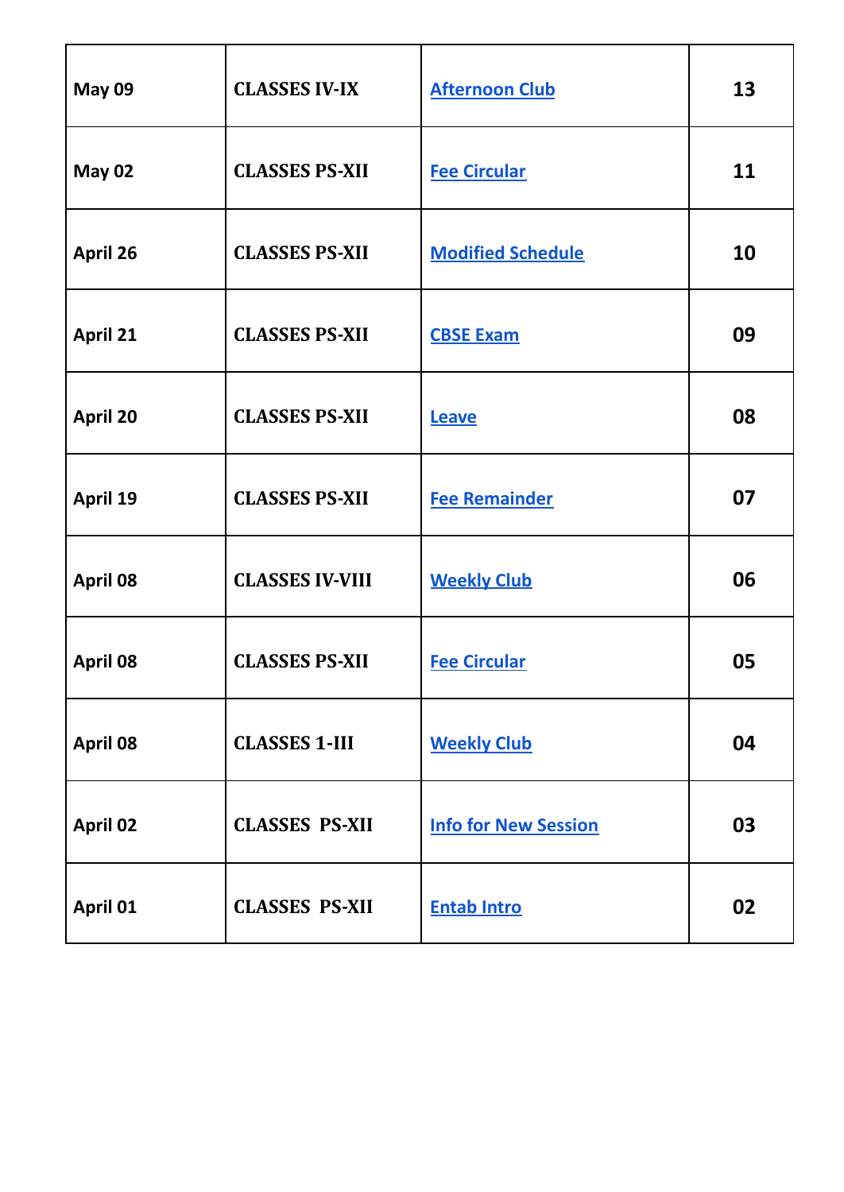| May 09 | CLASSES IV-IX | Afternoon Club | 13 |
|---|---|---|---|
| May 02 | CLASSES PS-XII | Fee Circular | 11 |
| April 26 | CLASSES PS-XII | Modified Schedule | 10 |
| April 21 | CLASSES PS-XII | CBSE Exam | 09 |
| April 20 | CLASSES PS-XII | Leave | 08 |
| April 19 | CLASSES PS-XII | Fee Remainder | 07 |
| April 08 | CLASSES IV-VIII | Weekly Club | 06 |
| April 08 | CLASSES PS-XII | Fee Circular | 05 |
| April 08 | CLASSES 1-III | Weekly Club | 04 |
| April 02 | CLASSES PS-XII | Info for New Session | 03 |
| April 01 | CLASSES PS-XII | Entab Intro | 02 |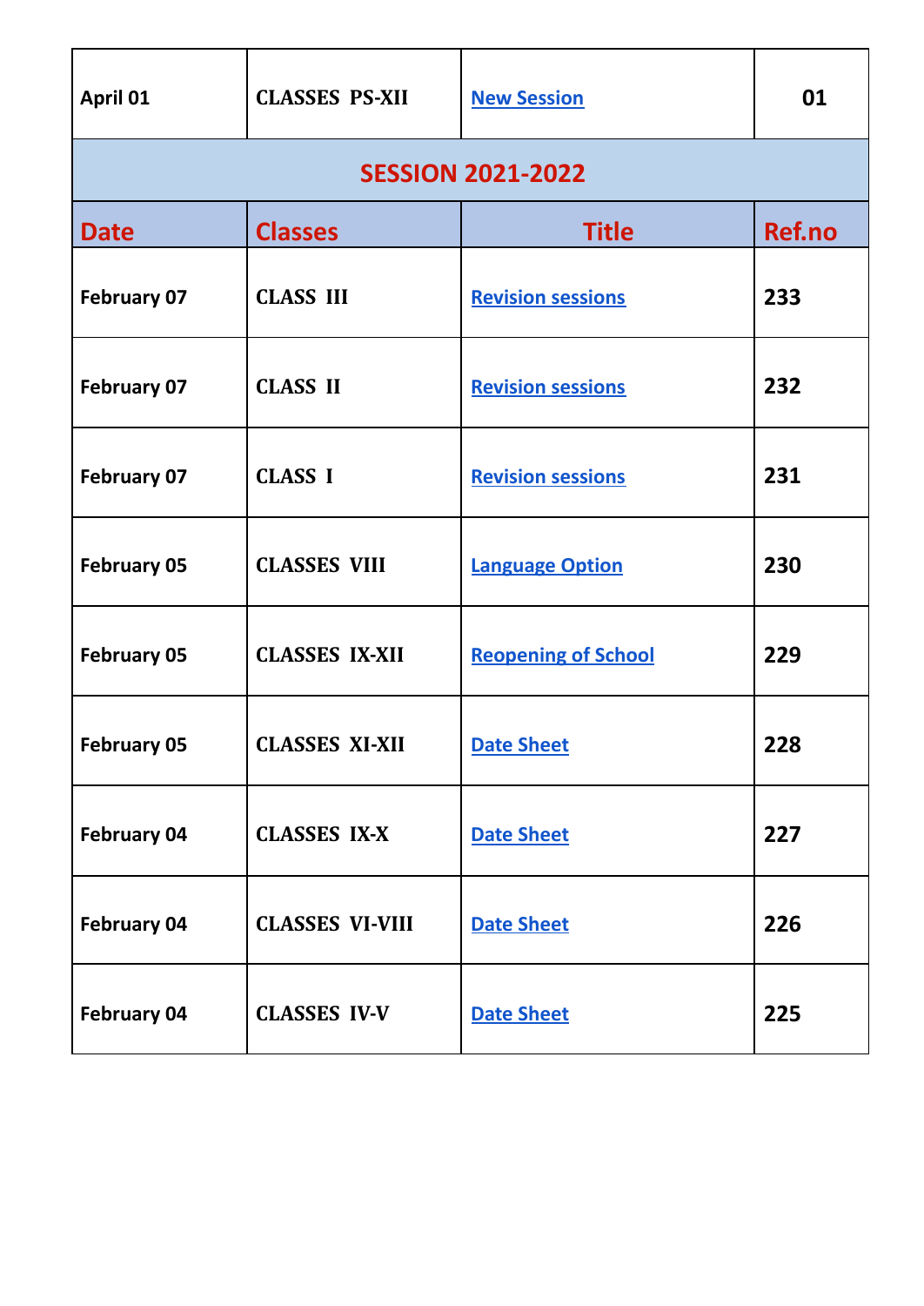| April 01 | CLASSES PS-XII | New Session | 01 |
|---|---|---|---|

## SESSION 2021-2022

| Date | Classes | Title | Ref.no |
|---|---|---|---|
| February 07 | CLASS III | Revision sessions | 233 |
| February 07 | CLASS II | Revision sessions | 232 |
| February 07 | CLASS I | Revision sessions | 231 |
| February 05 | CLASSES VIII | Language Option | 230 |
| February 05 | CLASSES IX-XII | Reopening of School | 229 |
| February 05 | CLASSES XI-XII | Date Sheet | 228 |
| February 04 | CLASSES IX-X | Date Sheet | 227 |
| February 04 | CLASSES VI-VIII | Date Sheet | 226 |
| February 04 | CLASSES IV-V | Date Sheet | 225 |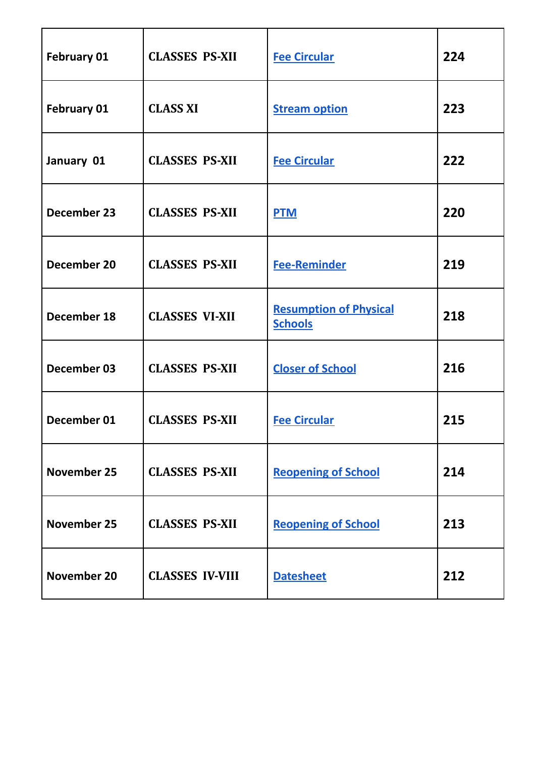| February 01 | CLASSES PS-XII | Fee Circular | 224 |
|---|---|---|---|
| February 01 | CLASS XI | Stream option | 223 |
| January 01 | CLASSES PS-XII | Fee Circular | 222 |
| December 23 | CLASSES PS-XII | PTM | 220 |
| December 20 | CLASSES PS-XII | Fee-Reminder | 219 |
| December 18 | CLASSES VI-XII | Resumption of Physical Schools | 218 |
| December 03 | CLASSES PS-XII | Closer of School | 216 |
| December 01 | CLASSES PS-XII | Fee Circular | 215 |
| November 25 | CLASSES PS-XII | Reopening of School | 214 |
| November 25 | CLASSES PS-XII | Reopening of School | 213 |
| November 20 | CLASSES IV-VIII | Datesheet | 212 |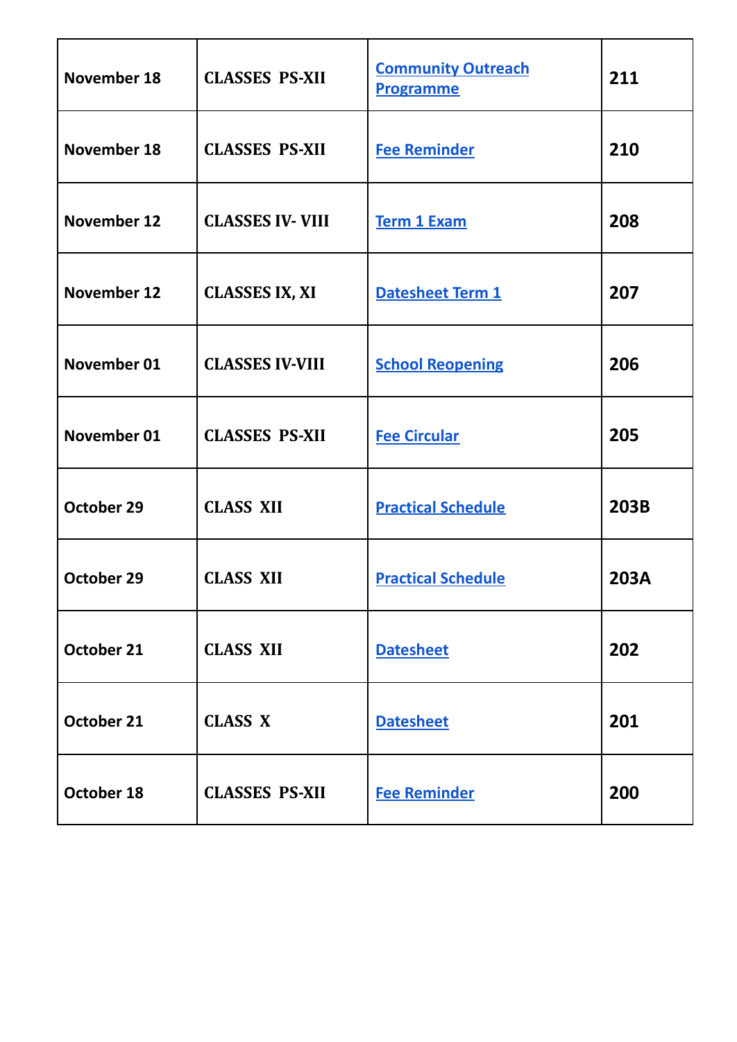| | | | |
|---|---|---|---|
| **November 18** | **CLASSES PS-XII** | **Community Outreach Programme** | **211** |
| **November 18** | **CLASSES PS-XII** | **Fee Reminder** | **210** |
| **November 12** | **CLASSES IV- VIII** | **Term 1 Exam** | **208** |
| **November 12** | **CLASSES IX, XI** | **Datesheet Term 1** | **207** |
| **November 01** | **CLASSES IV-VIII** | **School Reopening** | **206** |
| **November 01** | **CLASSES PS-XII** | **Fee Circular** | **205** |
| **October 29** | **CLASS XII** | **Practical Schedule** | **203B** |
| **October 29** | **CLASS XII** | **Practical Schedule** | **203A** |
| **October 21** | **CLASS XII** | **Datesheet** | **202** |
| **October 21** | **CLASS X** | **Datesheet** | **201** |
| **October 18** | **CLASSES PS-XII** | **Fee Reminder** | **200** |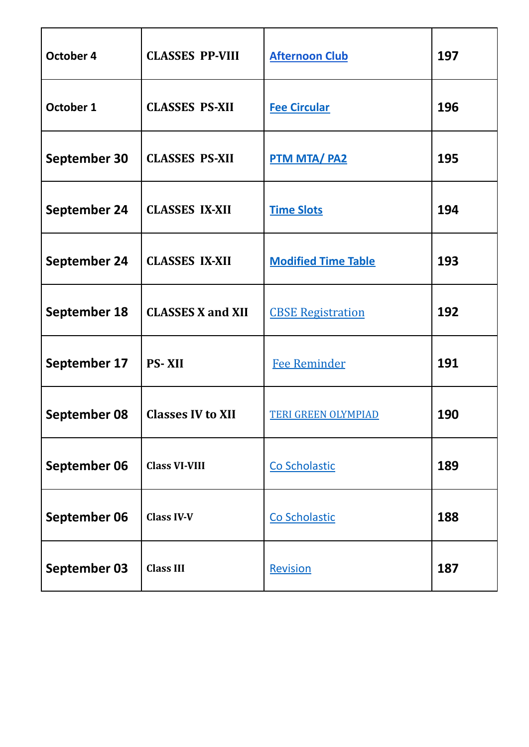| October 4 | CLASSES PP-VIII | Afternoon Club | 197 |
|---|---|---|---|
| October 1 | CLASSES PS-XII | Fee Circular | 196 |
| September 30 | CLASSES PS-XII | PTM MTA/ PA2 | 195 |
| September 24 | CLASSES IX-XII | Time Slots | 194 |
| September 24 | CLASSES IX-XII | Modified Time Table | 193 |
| September 18 | CLASSES X and XII | CBSE Registration | 192 |
| September 17 | PS- XII | Fee Reminder | 191 |
| September 08 | Classes IV to XII | TERI GREEN OLYMPIAD | 190 |
| September 06 | Class VI-VIII | Co Scholastic | 189 |
| September 06 | Class IV-V | Co Scholastic | 188 |
| September 03 | Class III | Revision | 187 |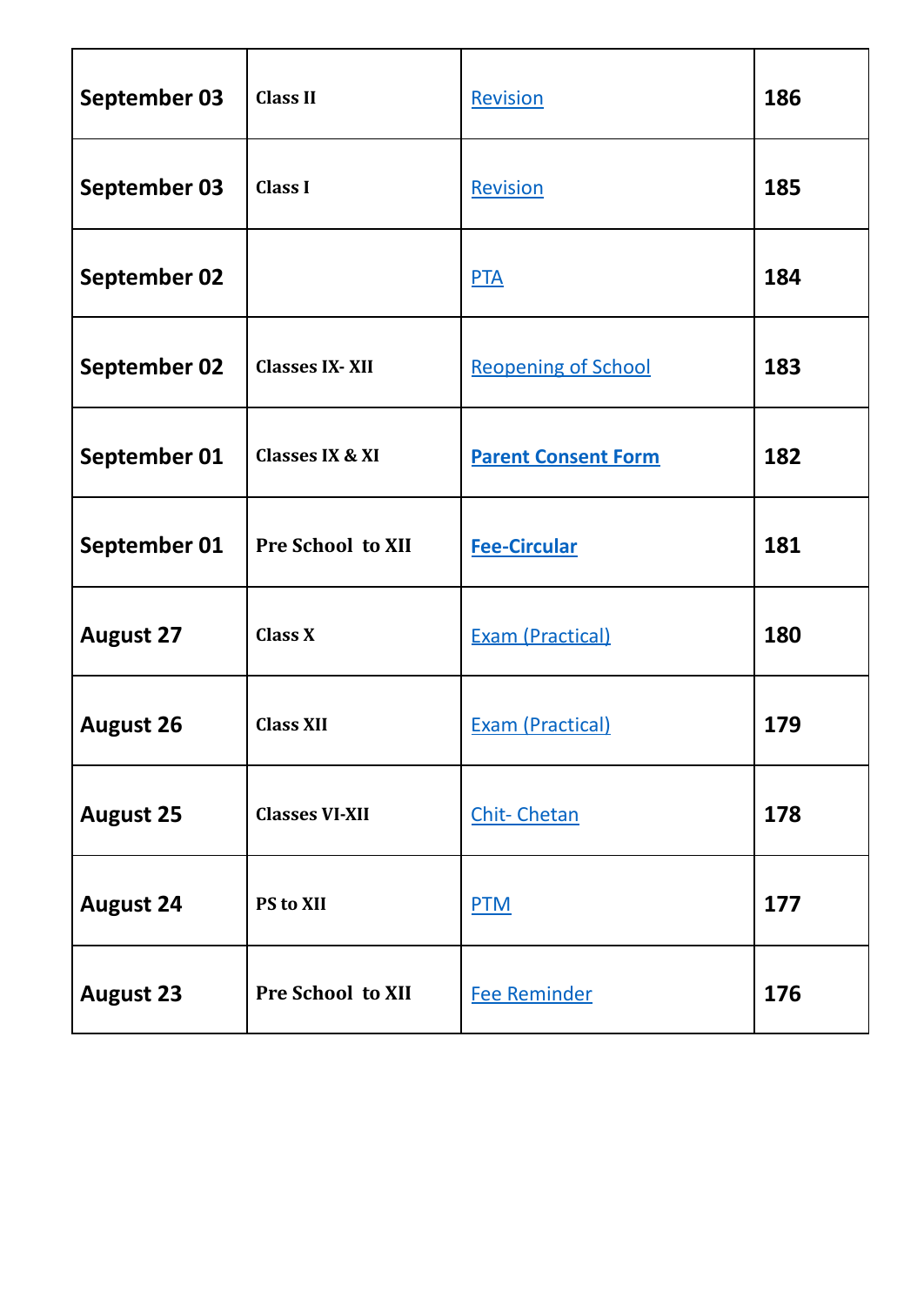| | | | |
|---|---|---|---|
| **September 03** | **Class II** | Revision | **186** |
| **September 03** | **Class I** | Revision | **185** |
| **September 02** | | PTA | **184** |
| **September 02** | **Classes IX- XII** | Reopening of School | **183** |
| **September 01** | **Classes IX & XI** | **Parent Consent Form** | **182** |
| **September 01** | **Pre School to XII** | **Fee-Circular** | **181** |
| **August 27** | **Class X** | Exam (Practical) | **180** |
| **August 26** | **Class XII** | Exam (Practical) | **179** |
| **August 25** | **Classes VI-XII** | Chit- Chetan | **178** |
| **August 24** | **PS to XII** | PTM | **177** |
| **August 23** | **Pre School to XII** | Fee Reminder | **176** |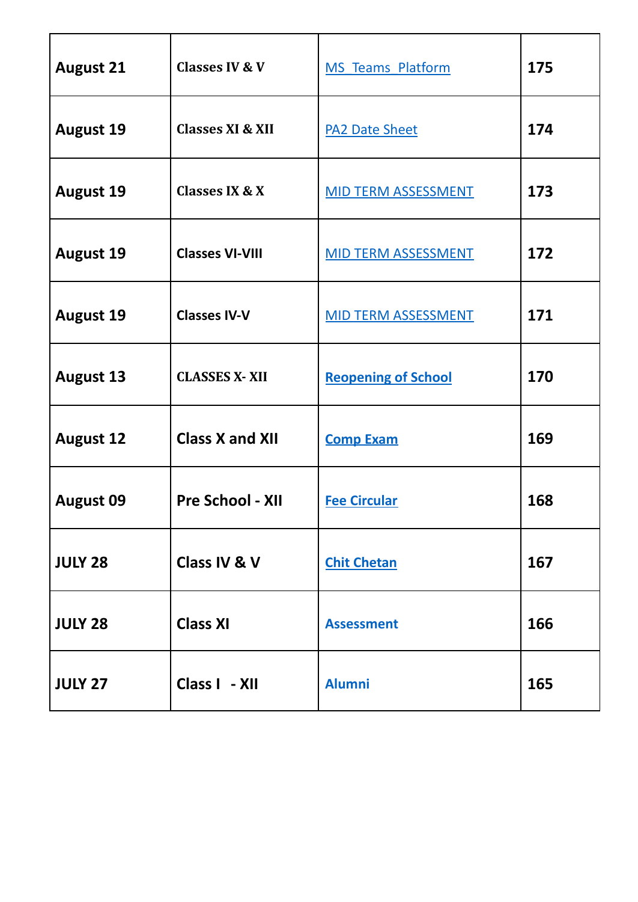| August 21 | Classes IV & V | MS Teams Platform | 175 |
|---|---|---|---|
| August 19 | Classes XI & XII | PA2 Date Sheet | 174 |
| August 19 | Classes IX & X | MID TERM ASSESSMENT | 173 |
| August 19 | Classes VI-VIII | MID TERM ASSESSMENT | 172 |
| August 19 | Classes IV-V | MID TERM ASSESSMENT | 171 |
| August 13 | CLASSES X- XII | Reopening of School | 170 |
| August 12 | Class X and XII | Comp Exam | 169 |
| August 09 | Pre School - XII | Fee Circular | 168 |
| JULY 28 | Class IV & V | Chit Chetan | 167 |
| JULY 28 | Class XI | Assessment | 166 |
| JULY 27 | Class I - XII | Alumni | 165 |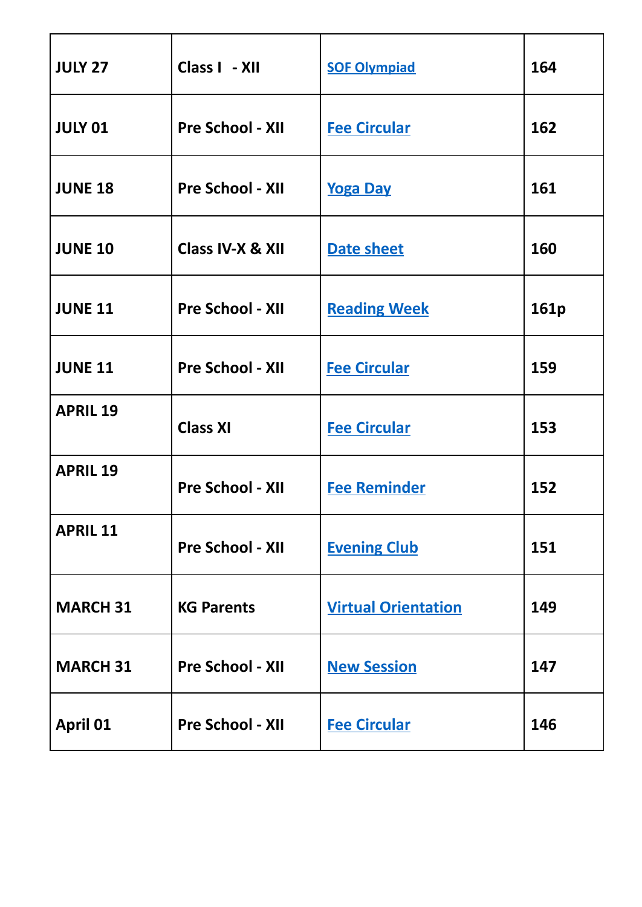| JULY 27 | Class I - XII | SOF Olympiad | 164 |
|---|---|---|---|
| JULY 01 | Pre School - XII | Fee Circular | 162 |
| JUNE 18 | Pre School - XII | Yoga Day | 161 |
| JUNE 10 | Class IV-X & XII | Date sheet | 160 |
| JUNE 11 | Pre School - XII | Reading Week | 161p |
| JUNE 11 | Pre School - XII | Fee Circular | 159 |
| APRIL 19 | Class XI | Fee Circular | 153 |
| APRIL 19 | Pre School - XII | Fee Reminder | 152 |
| APRIL 11 | Pre School - XII | Evening Club | 151 |
| MARCH 31 | KG Parents | Virtual Orientation | 149 |
| MARCH 31 | Pre School - XII | New Session | 147 |
| April 01 | Pre School - XII | Fee Circular | 146 |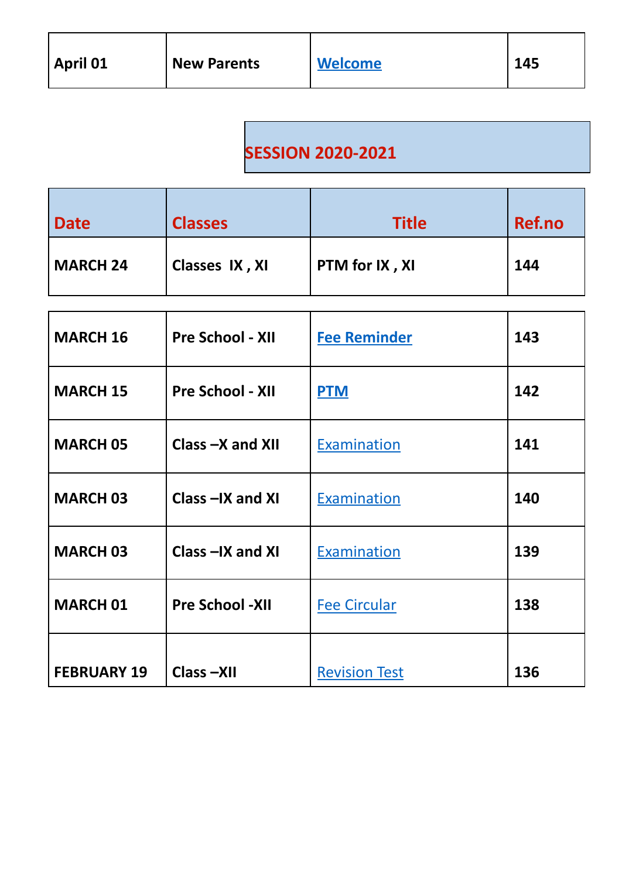| April 01 | New Parents | Welcome | 145 |
|---|---|---|---|

## SESSION 2020-2021

| Date | Classes | Title | Ref.no |
|---|---|---|---|
| MARCH 24 | Classes IX , XI | PTM for IX , XI | 144 |
| MARCH 16 | Pre School - XII | Fee Reminder | 143 |
| MARCH 15 | Pre School - XII | PTM | 142 |
| MARCH 05 | Class –X and XII | Examination | 141 |
| MARCH 03 | Class –IX and XI | Examination | 140 |
| MARCH 03 | Class –IX and XI | Examination | 139 |
| MARCH 01 | Pre School -XII | Fee Circular | 138 |
| FEBRUARY 19 | Class –XII | Revision Test | 136 |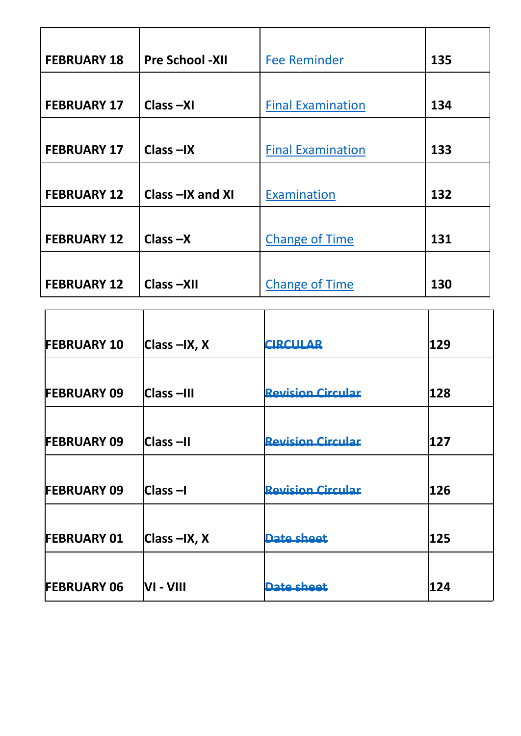| FEBRUARY 18 | Pre School -XII | Fee Reminder | 135 |
|---|---|---|---|
| FEBRUARY 17 | Class –XI | Final Examination | 134 |
| FEBRUARY 17 | Class –IX | Final Examination | 133 |
| FEBRUARY 12 | Class –IX and XI | Examination | 132 |
| FEBRUARY 12 | Class –X | Change of Time | 131 |
| FEBRUARY 12 | Class –XII | Change of Time | 130 |
| FEBRUARY 10 | Class –IX, X | CIRCULAR | 129 |
| FEBRUARY 09 | Class –III | Revision Circular | 128 |
| FEBRUARY 09 | Class –II | Revision Circular | 127 |
| FEBRUARY 09 | Class –I | Revision Circular | 126 |
| FEBRUARY 01 | Class –IX, X | Date sheet | 125 |
| FEBRUARY 06 | VI - VIII | Date sheet | 124 |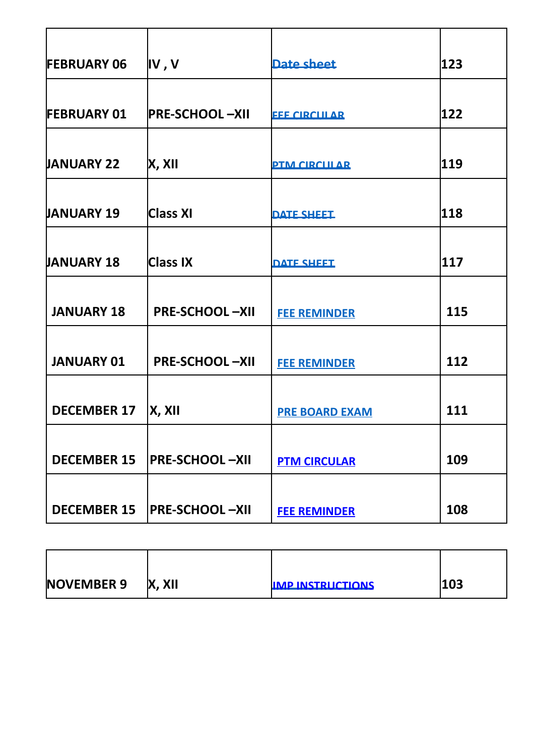| FEBRUARY 06 | IV , V | Date sheet | 123 |
|---|---|---|---|
| FEBRUARY 01 | PRE-SCHOOL –XII | FEE CIRCULAR | 122 |
| JANUARY 22 | X, XII | PTM CIRCULAR | 119 |
| JANUARY 19 | Class XI | DATE SHEET | 118 |
| JANUARY 18 | Class IX | DATE SHEET | 117 |
| JANUARY 18 | PRE-SCHOOL –XII | FEE REMINDER | 115 |
| JANUARY 01 | PRE-SCHOOL –XII | FEE REMINDER | 112 |
| DECEMBER 17 | X, XII | PRE BOARD EXAM | 111 |
| DECEMBER 15 | PRE-SCHOOL –XII | PTM CIRCULAR | 109 |
| DECEMBER 15 | PRE-SCHOOL –XII | FEE REMINDER | 108 |
| NOVEMBER 9 | X, XII | IMP INSTRUCTIONS | 103 |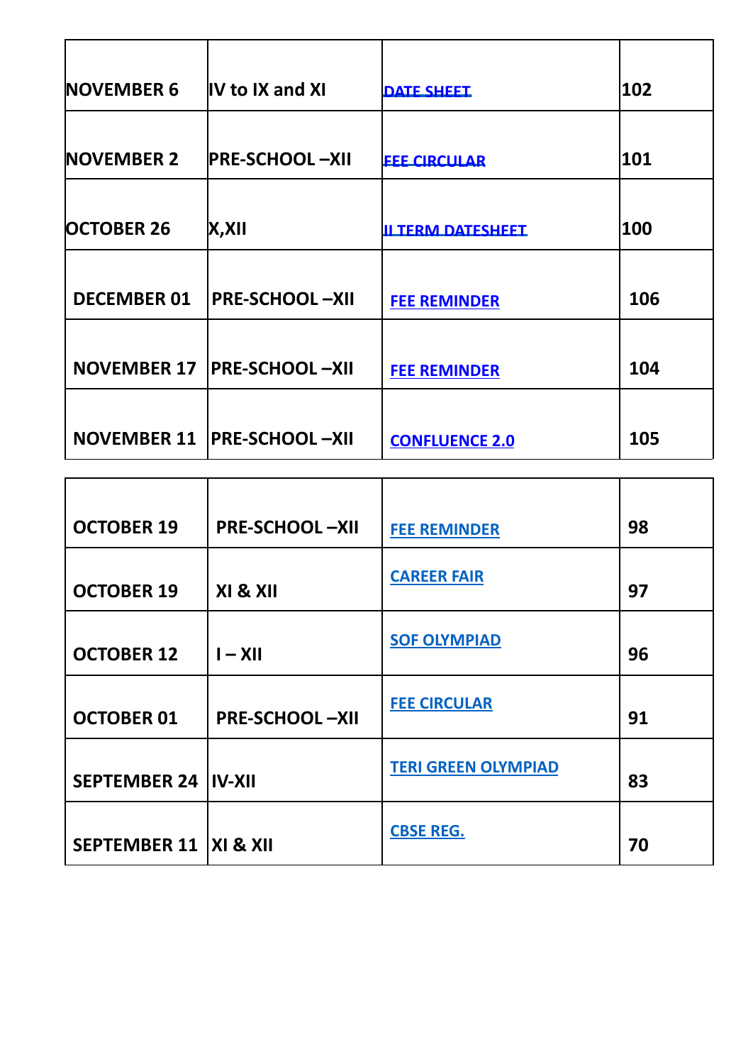| NOVEMBER 6 | IV to IX and XI | DATE SHEET | 102 |
| --- | --- | --- | --- |
| NOVEMBER 2 | PRE-SCHOOL –XII | FEE CIRCULAR | 101 |
| OCTOBER 26 | X,XII | II TERM DATESHEET | 100 |
| DECEMBER 01 | PRE-SCHOOL –XII | FEE REMINDER | 106 |
| NOVEMBER 17 | PRE-SCHOOL –XII | FEE REMINDER | 104 |
| NOVEMBER 11 | PRE-SCHOOL –XII | CONFLUENCE 2.0 | 105 |

| OCTOBER 19 | PRE-SCHOOL –XII | FEE REMINDER | 98 |
| --- | --- | --- | --- |
| OCTOBER 19 | XI & XII | CAREER FAIR | 97 |
| OCTOBER 12 | I – XII | SOF OLYMPIAD | 96 |
| OCTOBER 01 | PRE-SCHOOL –XII | FEE CIRCULAR | 91 |
| SEPTEMBER 24 | IV-XII | TERI GREEN OLYMPIAD | 83 |
| SEPTEMBER 11 | XI & XII | CBSE REG. | 70 |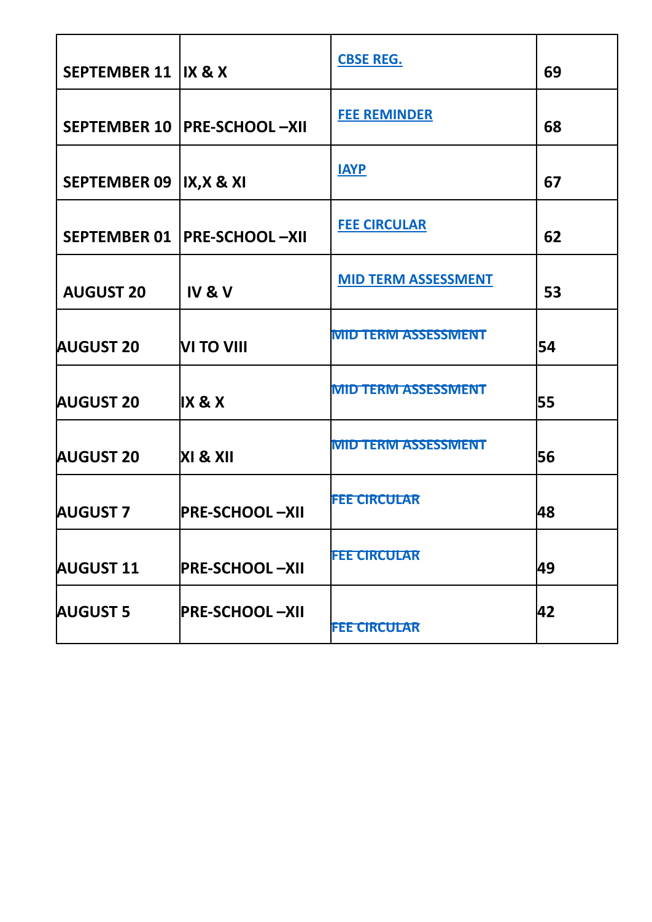| | | | |
|---|---|---|---|
| SEPTEMBER 11 | IX & X | CBSE REG. | 69 |
| SEPTEMBER 10 | PRE-SCHOOL –XII | FEE REMINDER | 68 |
| SEPTEMBER 09 | IX,X & XI | IAYP | 67 |
| SEPTEMBER 01 | PRE-SCHOOL –XII | FEE CIRCULAR | 62 |
| AUGUST 20 | IV & V | MID TERM ASSESSMENT | 53 |
| AUGUST 20 | VI TO VIII | MID TERM ASSESSMENT | 54 |
| AUGUST 20 | IX & X | MID TERM ASSESSMENT | 55 |
| AUGUST 20 | XI & XII | MID TERM ASSESSMENT | 56 |
| AUGUST 7 | PRE-SCHOOL –XII | FEE CIRCULAR | 48 |
| AUGUST 11 | PRE-SCHOOL –XII | FEE CIRCULAR | 49 |
| AUGUST 5 | PRE-SCHOOL –XII | FEE CIRCULAR | 42 |